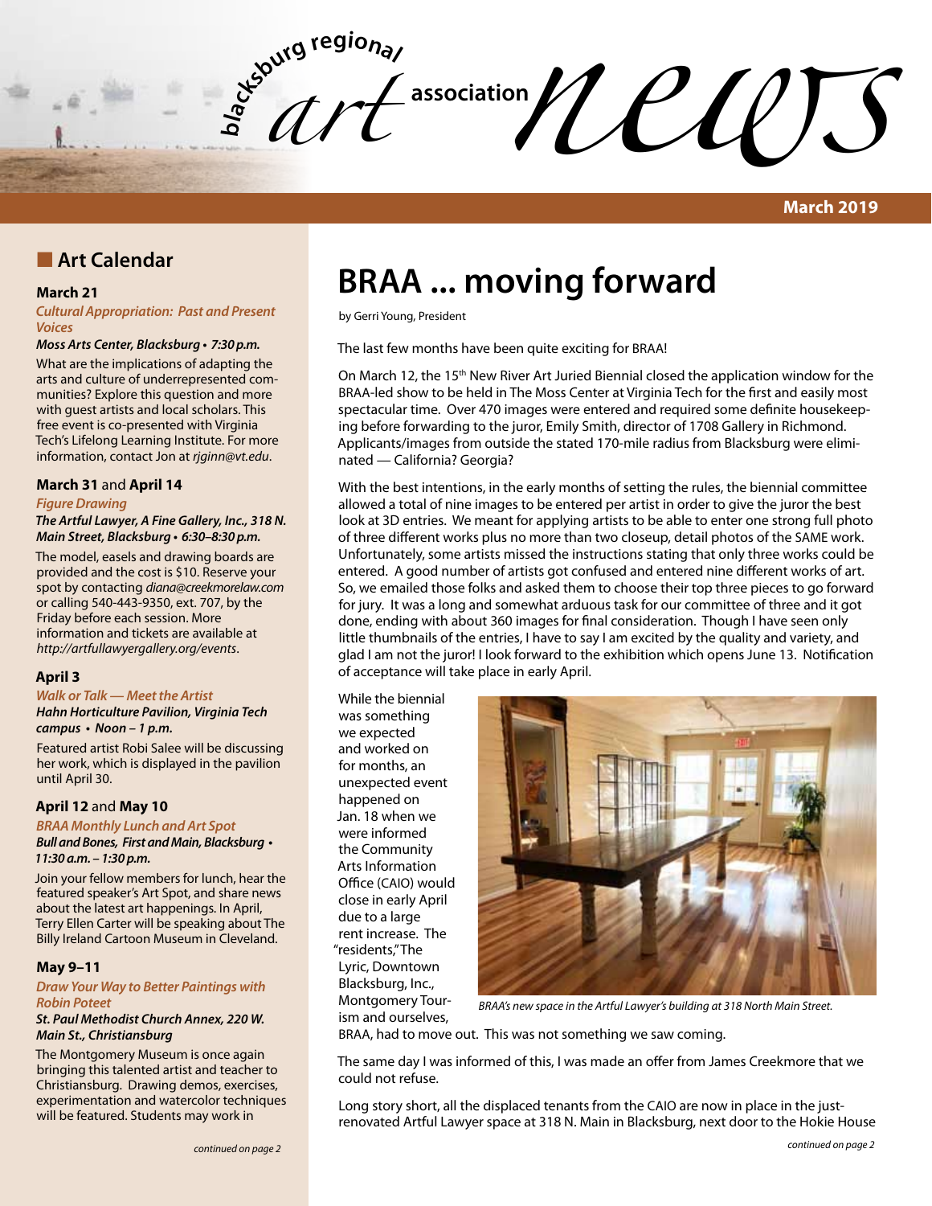# blacksburg regional art association news

**March 2019**

## Art Calendar

**March 21**

***Cultural Appropriation: Past and Present Voices***

***Moss Arts Center, Blacksburg • 7:30 p.m.***

What are the implications of adapting the arts and culture of underrepresented communities? Explore this question and more with guest artists and local scholars. This free event is co-presented with Virginia Tech's Lifelong Learning Institute. For more information, contact Jon at *rjginn@vt.edu*.

**March 31** and **April 14**

***Figure Drawing***

***The Artful Lawyer, A Fine Gallery, Inc., 318 N. Main Street, Blacksburg • 6:30–8:30 p.m.***

The model, easels and drawing boards are provided and the cost is $10. Reserve your spot by contacting *diana@creekmorelaw.com* or calling 540-443-9350, ext. 707, by the Friday before each session. More information and tickets are available at *http://artfullawyergallery.org/events*.

**April 3**

***Walk or Talk — Meet the Artist***

***Hahn Horticulture Pavilion, Virginia Tech campus • Noon – 1 p.m.***

Featured artist Robi Salee will be discussing her work, which is displayed in the pavilion until April 30.

**April 12** and **May 10**

***BRAA Monthly Lunch and Art Spot***

***Bull and Bones, First and Main, Blacksburg • 11:30 a.m. – 1:30 p.m.***

Join your fellow members for lunch, hear the featured speaker's Art Spot, and share news about the latest art happenings. In April, Terry Ellen Carter will be speaking about The Billy Ireland Cartoon Museum in Cleveland.

**May 9–11**

***Draw Your Way to Better Paintings with Robin Poteet***

***St. Paul Methodist Church Annex, 220 W. Main St., Christiansburg***

The Montgomery Museum is once again bringing this talented artist and teacher to Christiansburg. Drawing demos, exercises, experimentation and watercolor techniques will be featured. Students may work in

*continued on page 2*

# BRAA ... moving forward

by Gerri Young, President

The last few months have been quite exciting for BRAA!

On March 12, the 15th New River Art Juried Biennial closed the application window for the BRAA-led show to be held in The Moss Center at Virginia Tech for the first and easily most spectacular time. Over 470 images were entered and required some definite housekeeping before forwarding to the juror, Emily Smith, director of 1708 Gallery in Richmond. Applicants/images from outside the stated 170-mile radius from Blacksburg were eliminated — California? Georgia?

With the best intentions, in the early months of setting the rules, the biennial committee allowed a total of nine images to be entered per artist in order to give the juror the best look at 3D entries. We meant for applying artists to be able to enter one strong full photo of three different works plus no more than two closeup, detail photos of the SAME work. Unfortunately, some artists missed the instructions stating that only three works could be entered. A good number of artists got confused and entered nine different works of art. So, we emailed those folks and asked them to choose their top three pieces to go forward for jury. It was a long and somewhat arduous task for our committee of three and it got done, ending with about 360 images for final consideration. Though I have seen only little thumbnails of the entries, I have to say I am excited by the quality and variety, and glad I am not the juror! I look forward to the exhibition which opens June 13. Notification of acceptance will take place in early April.

While the biennial was something we expected and worked on for months, an unexpected event happened on Jan. 18 when we were informed the Community Arts Information Office (CAIO) would close in early April due to a large rent increase. The "residents," The Lyric, Downtown Blacksburg, Inc., Montgomery Tourism and ourselves, BRAA, had to move out. This was not something we saw coming.

*BRAA's new space in the Artful Lawyer's building at 318 North Main Street.*

The same day I was informed of this, I was made an offer from James Creekmore that we could not refuse.

Long story short, all the displaced tenants from the CAIO are now in place in the just-renovated Artful Lawyer space at 318 N. Main in Blacksburg, next door to the Hokie House

*continued on page 2*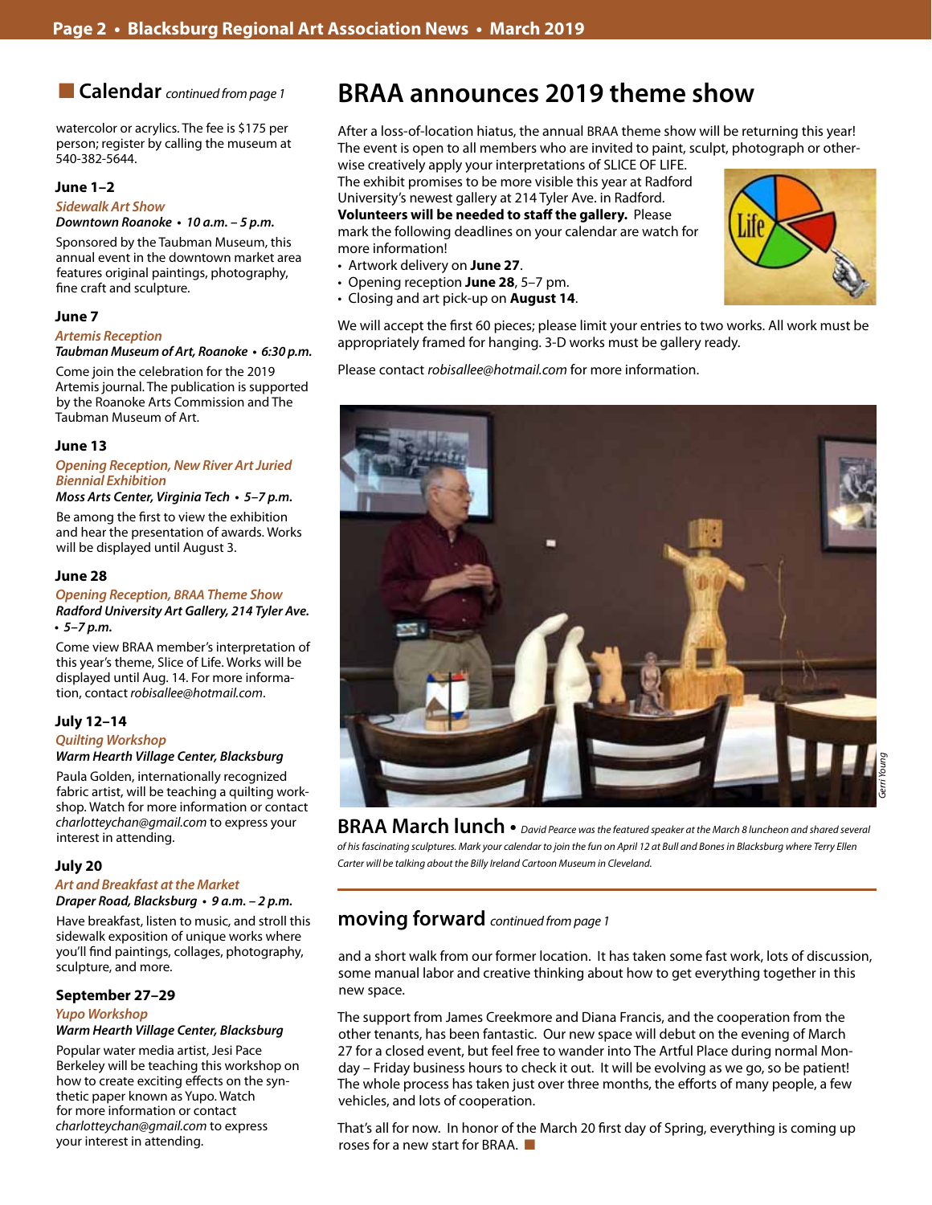## Calendar *continued from page 1*

watercolor or acrylics. The fee is $175 per person; register by calling the museum at 540-382-5644.

### June 1–2

*Sidewalk Art Show*

***Downtown Roanoke • 10 a.m. – 5 p.m.***

Sponsored by the Taubman Museum, this annual event in the downtown market area features original paintings, photography, fine craft and sculpture.

### June 7

*Artemis Reception*

***Taubman Museum of Art, Roanoke • 6:30 p.m.***

Come join the celebration for the 2019 Artemis journal. The publication is supported by the Roanoke Arts Commission and The Taubman Museum of Art.

### June 13

*Opening Reception, New River Art Juried Biennial Exhibition*

***Moss Arts Center, Virginia Tech • 5–7 p.m.***

Be among the first to view the exhibition and hear the presentation of awards. Works will be displayed until August 3.

### June 28

*Opening Reception, BRAA Theme Show*

***Radford University Art Gallery, 214 Tyler Ave. • 5–7 p.m.***

Come view BRAA member's interpretation of this year's theme, Slice of Life. Works will be displayed until Aug. 14. For more information, contact *robisallee@hotmail.com*.

### July 12–14

*Quilting Workshop*

***Warm Hearth Village Center, Blacksburg***

Paula Golden, internationally recognized fabric artist, will be teaching a quilting workshop. Watch for more information or contact *charlotteychan@gmail.com* to express your interest in attending.

### July 20

*Art and Breakfast at the Market*

***Draper Road, Blacksburg • 9 a.m. – 2 p.m.***

Have breakfast, listen to music, and stroll this sidewalk exposition of unique works where you'll find paintings, collages, photography, sculpture, and more.

### September 27–29

*Yupo Workshop*

***Warm Hearth Village Center, Blacksburg***

Popular water media artist, Jesi Pace Berkeley will be teaching this workshop on how to create exciting effects on the synthetic paper known as Yupo. Watch for more information or contact *charlotteychan@gmail.com* to express your interest in attending.

# BRAA announces 2019 theme show

After a loss-of-location hiatus, the annual BRAA theme show will be returning this year! The event is open to all members who are invited to paint, sculpt, photograph or otherwise creatively apply your interpretations of SLICE OF LIFE. The exhibit promises to be more visible this year at Radford University's newest gallery at 214 Tyler Ave. in Radford. **Volunteers will be needed to staff the gallery.** Please mark the following deadlines on your calendar are watch for more information!

- Artwork delivery on **June 27**.
- Opening reception **June 28**, 5–7 pm.
- Closing and art pick-up on **August 14**.

We will accept the first 60 pieces; please limit your entries to two works. All work must be appropriately framed for hanging. 3-D works must be gallery ready.

Please contact *robisallee@hotmail.com* for more information.

*Gerri Young*

**BRAA March lunch** • *David Pearce was the featured speaker at the March 8 luncheon and shared several of his fascinating sculptures. Mark your calendar to join the fun on April 12 at Bull and Bones in Blacksburg where Terry Ellen Carter will be talking about the Billy Ireland Cartoon Museum in Cleveland.*

## moving forward *continued from page 1*

and a short walk from our former location. It has taken some fast work, lots of discussion, some manual labor and creative thinking about how to get everything together in this new space.

The support from James Creekmore and Diana Francis, and the cooperation from the other tenants, has been fantastic. Our new space will debut on the evening of March 27 for a closed event, but feel free to wander into The Artful Place during normal Monday – Friday business hours to check it out. It will be evolving as we go, so be patient! The whole process has taken just over three months, the efforts of many people, a few vehicles, and lots of cooperation.

That's all for now. In honor of the March 20 first day of Spring, everything is coming up roses for a new start for BRAA. ■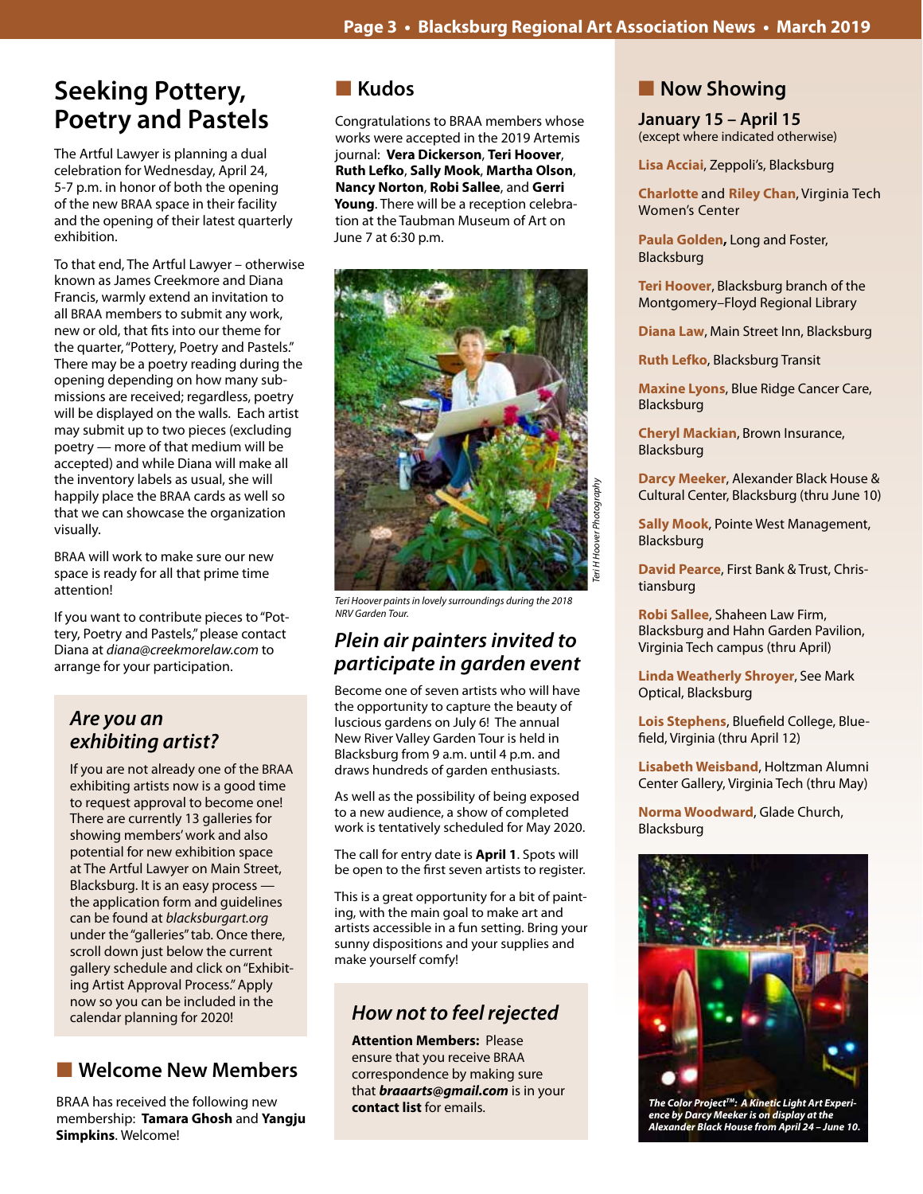# Seeking Pottery, Poetry and Pastels

The Artful Lawyer is planning a dual celebration for Wednesday, April 24, 5-7 p.m. in honor of both the opening of the new BRAA space in their facility and the opening of their latest quarterly exhibition.

To that end, The Artful Lawyer – otherwise known as James Creekmore and Diana Francis, warmly extend an invitation to all BRAA members to submit any work, new or old, that fits into our theme for the quarter, "Pottery, Poetry and Pastels." There may be a poetry reading during the opening depending on how many submissions are received; regardless, poetry will be displayed on the walls. Each artist may submit up to two pieces (excluding poetry — more of that medium will be accepted) and while Diana will make all the inventory labels as usual, she will happily place the BRAA cards as well so that we can showcase the organization visually.

BRAA will work to make sure our new space is ready for all that prime time attention!

If you want to contribute pieces to "Pottery, Poetry and Pastels," please contact Diana at *diana@creekmorelaw.com* to arrange for your participation.

## *Are you an exhibiting artist?*

If you are not already one of the BRAA exhibiting artists now is a good time to request approval to become one! There are currently 13 galleries for showing members' work and also potential for new exhibition space at The Artful Lawyer on Main Street, Blacksburg. It is an easy process — the application form and guidelines can be found at *blacksburgart.org* under the "galleries" tab. Once there, scroll down just below the current gallery schedule and click on "Exhibiting Artist Approval Process." Apply now so you can be included in the calendar planning for 2020!

## Welcome New Members

BRAA has received the following new membership: **Tamara Ghosh** and **Yangju Simpkins**. Welcome!

## Kudos

Congratulations to BRAA members whose works were accepted in the 2019 Artemis journal: **Vera Dickerson**, **Teri Hoover**, **Ruth Lefko**, **Sally Mook**, **Martha Olson**, **Nancy Norton**, **Robi Sallee**, and **Gerri Young**. There will be a reception celebration at the Taubman Museum of Art on June 7 at 6:30 p.m.

*Teri H Hoover Photography*

*Teri Hoover paints in lovely surroundings during the 2018 NRV Garden Tour.*

## *Plein air painters invited to participate in garden event*

Become one of seven artists who will have the opportunity to capture the beauty of luscious gardens on July 6! The annual New River Valley Garden Tour is held in Blacksburg from 9 a.m. until 4 p.m. and draws hundreds of garden enthusiasts.

As well as the possibility of being exposed to a new audience, a show of completed work is tentatively scheduled for May 2020.

The call for entry date is **April 1**. Spots will be open to the first seven artists to register.

This is a great opportunity for a bit of painting, with the main goal to make art and artists accessible in a fun setting. Bring your sunny dispositions and your supplies and make yourself comfy!

## *How not to feel rejected*

**Attention Members:** Please ensure that you receive BRAA correspondence by making sure that ***braaarts@gmail.com*** is in your **contact list** for emails.

## Now Showing

**January 15 – April 15**
(except where indicated otherwise)

**Lisa Acciai**, Zeppoli's, Blacksburg

**Charlotte** and **Riley Chan**, Virginia Tech Women's Center

**Paula Golden**, Long and Foster, Blacksburg

**Teri Hoover**, Blacksburg branch of the Montgomery–Floyd Regional Library

**Diana Law**, Main Street Inn, Blacksburg

**Ruth Lefko**, Blacksburg Transit

**Maxine Lyons**, Blue Ridge Cancer Care, Blacksburg

**Cheryl Mackian**, Brown Insurance, Blacksburg

**Darcy Meeker**, Alexander Black House & Cultural Center, Blacksburg (thru June 10)

**Sally Mook**, Pointe West Management, Blacksburg

**David Pearce**, First Bank & Trust, Christiansburg

**Robi Sallee**, Shaheen Law Firm, Blacksburg and Hahn Garden Pavilion, Virginia Tech campus (thru April)

**Linda Weatherly Shroyer**, See Mark Optical, Blacksburg

**Lois Stephens**, Bluefield College, Bluefield, Virginia (thru April 12)

**Lisabeth Weisband**, Holtzman Alumni Center Gallery, Virginia Tech (thru May)

**Norma Woodward**, Glade Church, Blacksburg

***The Color Project™: A Kinetic Light Art Experience by Darcy Meeker is on display at the Alexander Black House from April 24 – June 10.***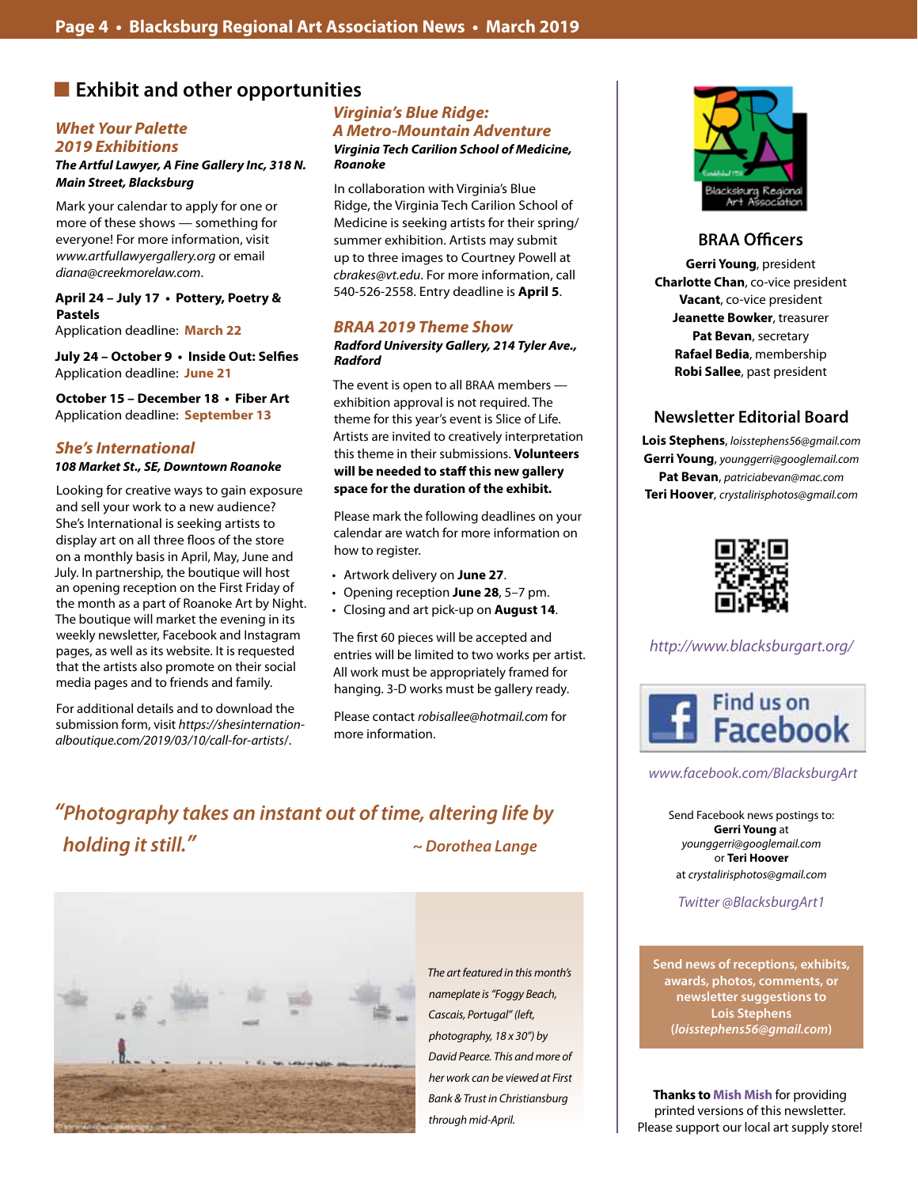## Exhibit and other opportunities

### *Whet Your Palette 2019 Exhibitions*

***The Artful Lawyer, A Fine Gallery Inc, 318 N. Main Street, Blacksburg***

Mark your calendar to apply for one or more of these shows — something for everyone! For more information, visit *www.artfullawyergallery.org* or email *diana@creekmorelaw.com*.

**April 24 – July 17 • Pottery, Poetry & Pastels**
Application deadline: **March 22**

**July 24 – October 9 • Inside Out: Selfies**
Application deadline: **June 21**

**October 15 – December 18 • Fiber Art**
Application deadline: **September 13**

### *She's International*

***108 Market St., SE, Downtown Roanoke***

Looking for creative ways to gain exposure and sell your work to a new audience? She's International is seeking artists to display art on all three floos of the store on a monthly basis in April, May, June and July. In partnership, the boutique will host an opening reception on the First Friday of the month as a part of Roanoke Art by Night. The boutique will market the evening in its weekly newsletter, Facebook and Instagram pages, as well as its website. It is requested that the artists also promote on their social media pages and to friends and family.

For additional details and to download the submission form, visit *https://shesinternationalboutique.com/2019/03/10/call-for-artists/*.

### *Virginia's Blue Ridge: A Metro-Mountain Adventure*

***Virginia Tech Carilion School of Medicine, Roanoke***

In collaboration with Virginia's Blue Ridge, the Virginia Tech Carilion School of Medicine is seeking artists for their spring/summer exhibition. Artists may submit up to three images to Courtney Powell at *cbrakes@vt.edu*. For more information, call 540-526-2558. Entry deadline is **April 5**.

### *BRAA 2019 Theme Show*

***Radford University Gallery, 214 Tyler Ave., Radford***

The event is open to all BRAA members — exhibition approval is not required. The theme for this year's event is Slice of Life. Artists are invited to creatively interpretation this theme in their submissions. **Volunteers will be needed to staff this new gallery space for the duration of the exhibit.**

Please mark the following deadlines on your calendar are watch for more information on how to register.

- Artwork delivery on **June 27**.
- Opening reception **June 28**, 5–7 pm.
- Closing and art pick-up on **August 14**.

The first 60 pieces will be accepted and entries will be limited to two works per artist. All work must be appropriately framed for hanging. 3-D works must be gallery ready.

Please contact *robisallee@hotmail.com* for more information.

*"Photography takes an instant out of time, altering life by holding it still."* ~ *Dorothea Lange*

*The art featured in this month's nameplate is "Foggy Beach, Cascais, Portugal" (left, photography, 18 x 30") by David Pearce. This and more of her work can be viewed at First Bank & Trust in Christiansburg through mid-April.*

## BRAA Officers

**Gerri Young**, president
**Charlotte Chan**, co-vice president
**Vacant**, co-vice president
**Jeanette Bowker**, treasurer
**Pat Bevan**, secretary
**Rafael Bedia**, membership
**Robi Sallee**, past president

## Newsletter Editorial Board

**Lois Stephens**, *loisstephens56@gmail.com*
**Gerri Young**, *younggerri@googlemail.com*
**Pat Bevan**, *patriciabevan@mac.com*
**Teri Hoover**, *crystalirisphotos@gmail.com*

*http://www.blacksburgart.org/*

Find us on Facebook

*www.facebook.com/BlacksburgArt*

Send Facebook news postings to: **Gerri Young** at *younggerri@googlemail.com* or **Teri Hoover** at *crystalirisphotos@gmail.com*

*Twitter @BlacksburgArt1*

**Send news of receptions, exhibits, awards, photos, comments, or newsletter suggestions to Lois Stephens (*loisstephens56@gmail.com*)**

**Thanks to** Mish Mish for providing printed versions of this newsletter. Please support our local art supply store!